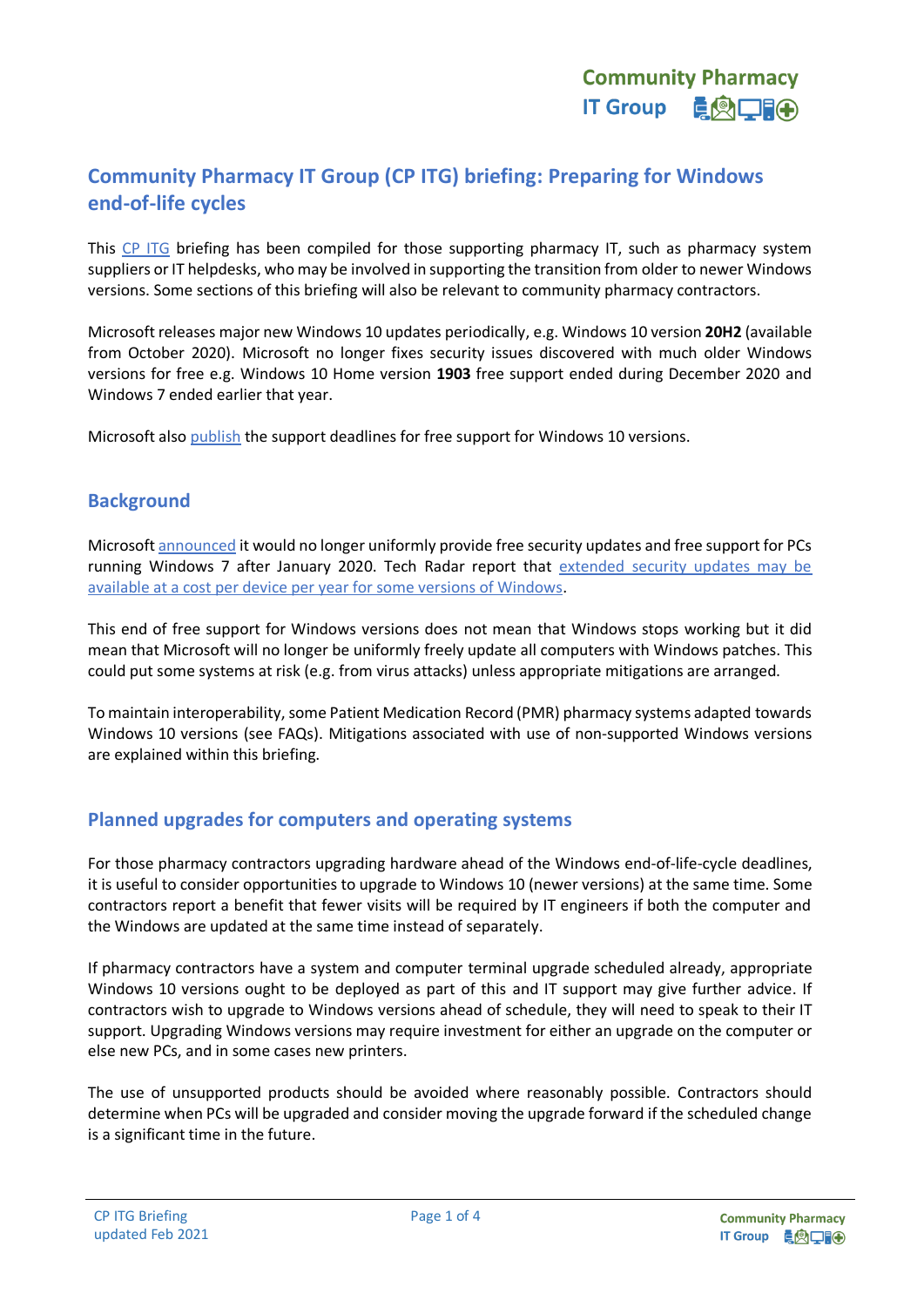# Community Pharmacy IT Group (CP ITG) briefing: Preparing for Windows end-of-life cycles

This CP ITG briefing has been compiled for those supporting pharmacy IT, such as pharmacy system suppliers or IT helpdesks, who may be involved in supporting the transition from older to newer Windows versions. Some sections of this briefing will also be relevant to community pharmacy contractors.

Microsoft releases major new Windows 10 updates periodically, e.g. Windows 10 version **20H2** (available from October 2020). Microsoft no longer fixes security issues discovered with much older Windows versions for free e.g. Windows 10 Home version **1903** free support ended during December 2020 and Windows 7 ended earlier that year.

Microsoft also publish the support deadlines for free support for Windows 10 versions.

## Background

Microsoft announced it would no longer uniformly provide free security updates and free support for PCs running Windows 7 after January 2020. Tech Radar report that extended security updates may be available at a cost per device per year for some versions of Windows.

This end of free support for Windows versions does not mean that Windows stops working but it did mean that Microsoft will no longer be uniformly freely update all computers with Windows patches. This could put some systems at risk (e.g. from virus attacks) unless appropriate mitigations are arranged.

To maintain interoperability, some Patient Medication Record (PMR) pharmacy systems adapted towards Windows 10 versions (see FAQs). Mitigations associated with use of non-supported Windows versions are explained within this briefing.

## Planned upgrades for computers and operating systems

For those pharmacy contractors upgrading hardware ahead of the Windows end-of-life-cycle deadlines, it is useful to consider opportunities to upgrade to Windows 10 (newer versions) at the same time. Some contractors report a benefit that fewer visits will be required by IT engineers if both the computer and the Windows are updated at the same time instead of separately.

If pharmacy contractors have a system and computer terminal upgrade scheduled already, appropriate Windows 10 versions ought to be deployed as part of this and IT support may give further advice. If contractors wish to upgrade to Windows versions ahead of schedule, they will need to speak to their IT support. Upgrading Windows versions may require investment for either an upgrade on the computer or else new PCs, and in some cases new printers.

The use of unsupported products should be avoided where reasonably possible. Contractors should determine when PCs will be upgraded and consider moving the upgrade forward if the scheduled change is a significant time in the future.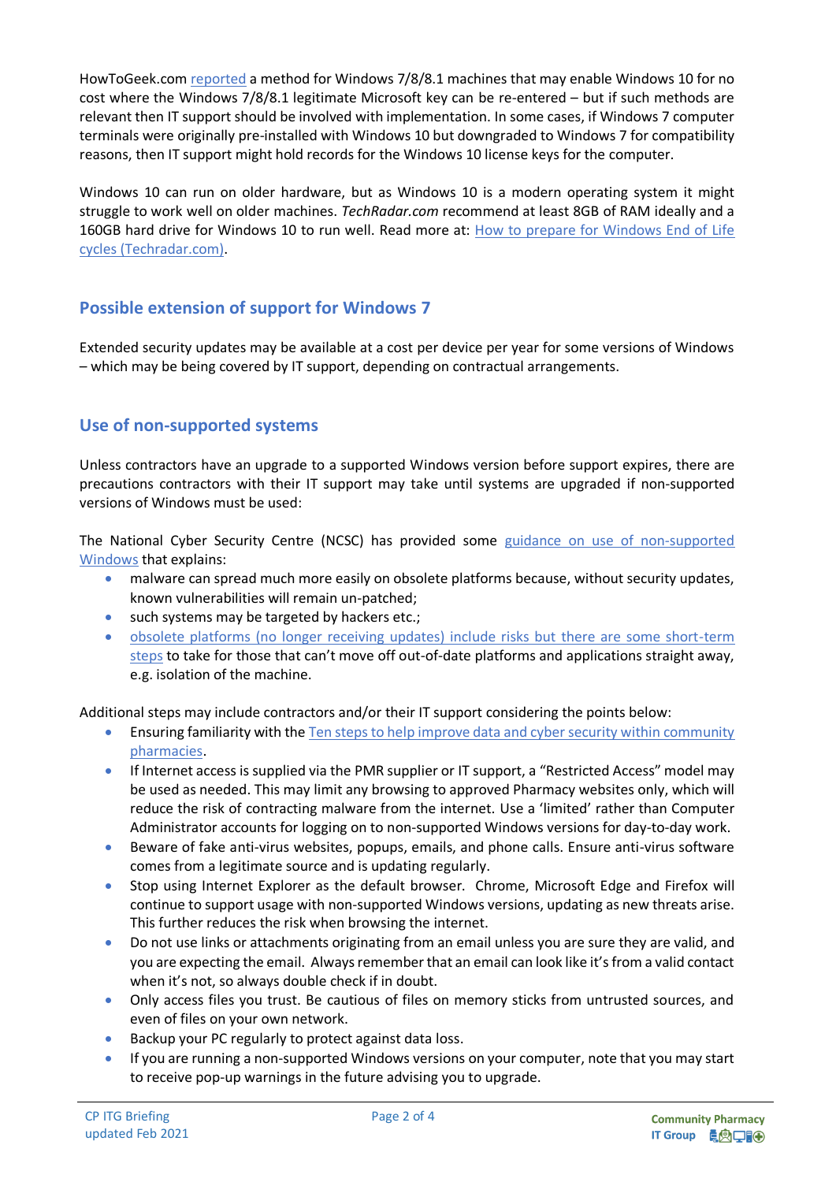HowToGeek.com reported a method for Windows 7/8/8.1 machines that may enable Windows 10 for no cost where the Windows 7/8/8.1 legitimate Microsoft key can be re-entered – but if such methods are relevant then IT support should be involved with implementation. In some cases, if Windows 7 computer terminals were originally pre-installed with Windows 10 but downgraded to Windows 7 for compatibility reasons, then IT support might hold records for the Windows 10 license keys for the computer.

Windows 10 can run on older hardware, but as Windows 10 is a modern operating system it might struggle to work well on older machines. *TechRadar.com* recommend at least 8GB of RAM ideally and a 160GB hard drive for Windows 10 to run well. Read more at: How to prepare for Windows End of Life cycles (Techradar.com).

## Possible extension of support for Windows 7

Extended security updates may be available at a cost per device per year for some versions of Windows – which may be being covered by IT support, depending on contractual arrangements.

## Use of non-supported systems

Unless contractors have an upgrade to a supported Windows version before support expires, there are precautions contractors with their IT support may take until systems are upgraded if non-supported versions of Windows must be used:

The National Cyber Security Centre (NCSC) has provided some guidance on use of non-supported Windows that explains:

- malware can spread much more easily on obsolete platforms because, without security updates, known vulnerabilities will remain un-patched;
- such systems may be targeted by hackers etc.;
- obsolete platforms (no longer receiving updates) include risks but there are some short-term steps to take for those that can't move off out-of-date platforms and applications straight away, e.g. isolation of the machine.

Additional steps may include contractors and/or their IT support considering the points below:

- Ensuring familiarity with the Ten steps to help improve data and cyber security within community pharmacies.
- If Internet access is supplied via the PMR supplier or IT support, a "Restricted Access" model may be used as needed. This may limit any browsing to approved Pharmacy websites only, which will reduce the risk of contracting malware from the internet. Use a 'limited' rather than Computer Administrator accounts for logging on to non-supported Windows versions for day-to-day work.
- Beware of fake anti-virus websites, popups, emails, and phone calls. Ensure anti-virus software comes from a legitimate source and is updating regularly.
- Stop using Internet Explorer as the default browser. Chrome, Microsoft Edge and Firefox will continue to support usage with non-supported Windows versions, updating as new threats arise. This further reduces the risk when browsing the internet.
- Do not use links or attachments originating from an email unless you are sure they are valid, and you are expecting the email. Always remember that an email can look like it's from a valid contact when it's not, so always double check if in doubt.
- Only access files you trust. Be cautious of files on memory sticks from untrusted sources, and even of files on your own network.
- Backup your PC regularly to protect against data loss.
- If you are running a non-supported Windows versions on your computer, note that you may start to receive pop-up warnings in the future advising you to upgrade.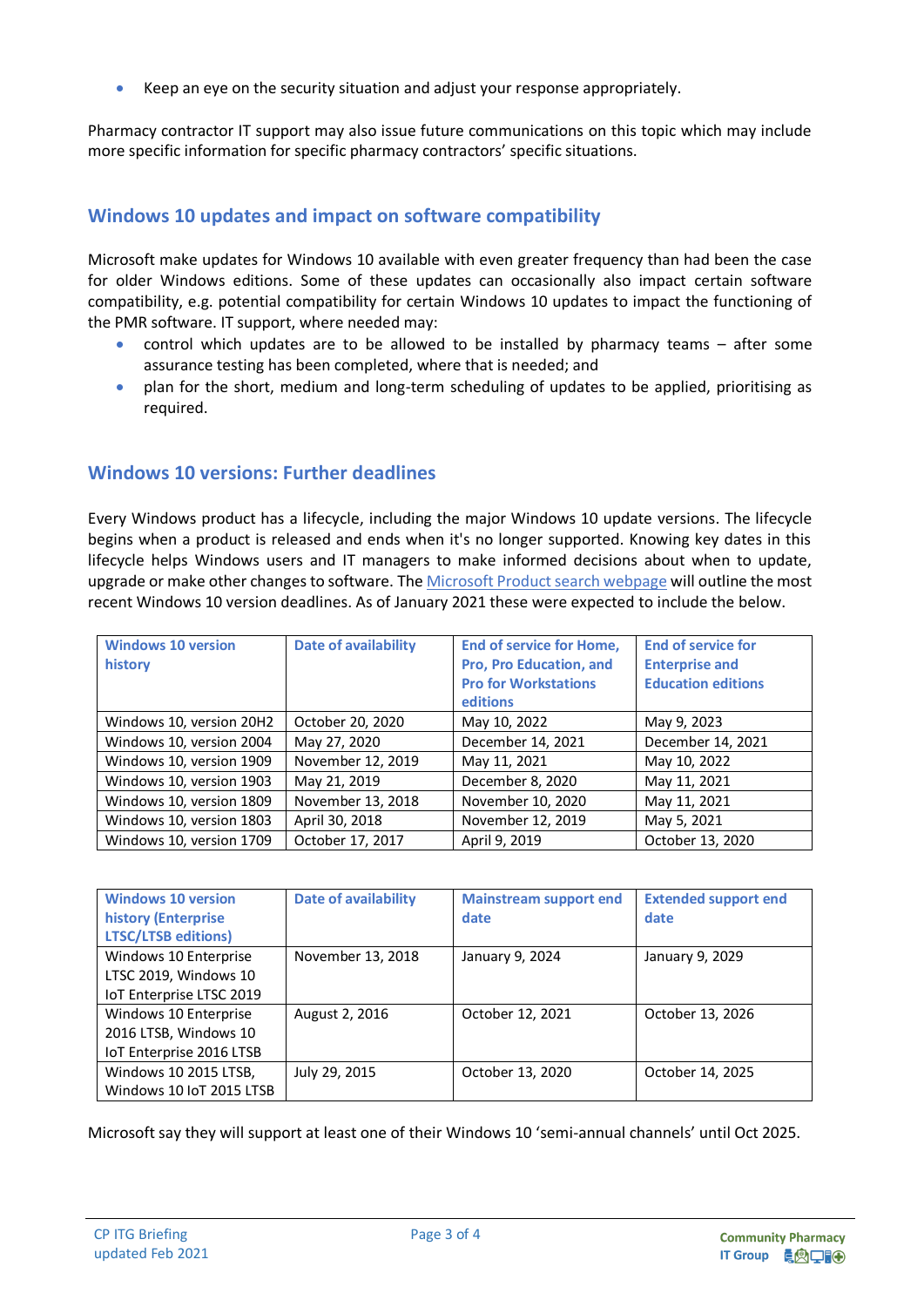- Keep an eye on the security situation and adjust your response appropriately.

Pharmacy contractor IT support may also issue future communications on this topic which may include more specific information for specific pharmacy contractors' specific situations.

## Windows 10 updates and impact on software compatibility

Microsoft make updates for Windows 10 available with even greater frequency than had been the case for older Windows editions. Some of these updates can occasionally also impact certain software compatibility, e.g. potential compatibility for certain Windows 10 updates to impact the functioning of the PMR software. IT support, where needed may:

- control which updates are to be allowed to be installed by pharmacy teams – after some assurance testing has been completed, where that is needed; and
- plan for the short, medium and long-term scheduling of updates to be applied, prioritising as required.

## Windows 10 versions: Further deadlines

Every Windows product has a lifecycle, including the major Windows 10 update versions. The lifecycle begins when a product is released and ends when it's no longer supported. Knowing key dates in this lifecycle helps Windows users and IT managers to make informed decisions about when to update, upgrade or make other changes to software. The [Microsoft Product search webpage]() will outline the most recent Windows 10 version deadlines. As of January 2021 these were expected to include the below.

| Windows 10 version history | Date of availability | End of service for Home, Pro, Pro Education, and Pro for Workstations editions | End of service for Enterprise and Education editions |
|---|---|---|---|
| Windows 10, version 20H2 | October 20, 2020 | May 10, 2022 | May 9, 2023 |
| Windows 10, version 2004 | May 27, 2020 | December 14, 2021 | December 14, 2021 |
| Windows 10, version 1909 | November 12, 2019 | May 11, 2021 | May 10, 2022 |
| Windows 10, version 1903 | May 21, 2019 | December 8, 2020 | May 11, 2021 |
| Windows 10, version 1809 | November 13, 2018 | November 10, 2020 | May 11, 2021 |
| Windows 10, version 1803 | April 30, 2018 | November 12, 2019 | May 5, 2021 |
| Windows 10, version 1709 | October 17, 2017 | April 9, 2019 | October 13, 2020 |

| Windows 10 version history (Enterprise LTSC/LTSB editions) | Date of availability | Mainstream support end date | Extended support end date |
|---|---|---|---|
| Windows 10 Enterprise LTSC 2019, Windows 10 IoT Enterprise LTSC 2019 | November 13, 2018 | January 9, 2024 | January 9, 2029 |
| Windows 10 Enterprise 2016 LTSB, Windows 10 IoT Enterprise 2016 LTSB | August 2, 2016 | October 12, 2021 | October 13, 2026 |
| Windows 10 2015 LTSB, Windows 10 IoT 2015 LTSB | July 29, 2015 | October 13, 2020 | October 14, 2025 |

Microsoft say they will support at least one of their Windows 10 'semi-annual channels' until Oct 2025.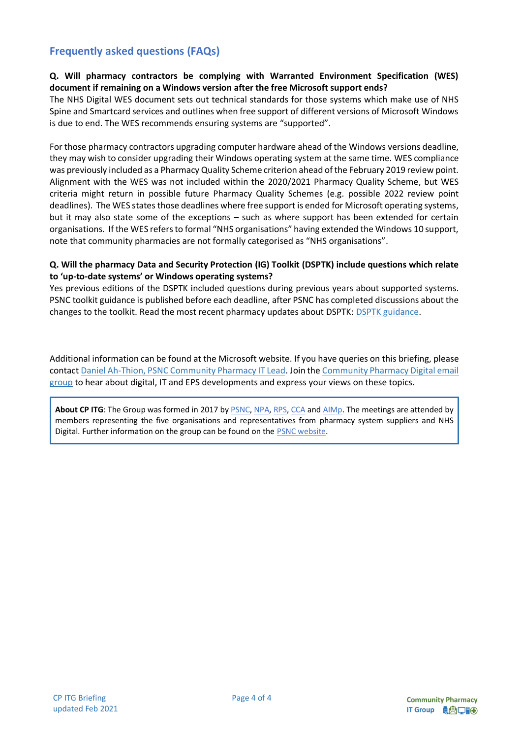## Frequently asked questions (FAQs)

**Q. Will pharmacy contractors be complying with Warranted Environment Specification (WES) document if remaining on a Windows version after the free Microsoft support ends?**

The NHS Digital WES document sets out technical standards for those systems which make use of NHS Spine and Smartcard services and outlines when free support of different versions of Microsoft Windows is due to end. The WES recommends ensuring systems are "supported".

For those pharmacy contractors upgrading computer hardware ahead of the Windows versions deadline, they may wish to consider upgrading their Windows operating system at the same time. WES compliance was previously included as a Pharmacy Quality Scheme criterion ahead of the February 2019 review point. Alignment with the WES was not included within the 2020/2021 Pharmacy Quality Scheme, but WES criteria might return in possible future Pharmacy Quality Schemes (e.g. possible 2022 review point deadlines). The WES states those deadlines where free support is ended for Microsoft operating systems, but it may also state some of the exceptions – such as where support has been extended for certain organisations. If the WES refers to formal "NHS organisations" having extended the Windows 10 support, note that community pharmacies are not formally categorised as "NHS organisations".

**Q. Will the pharmacy Data and Security Protection (IG) Toolkit (DSPTK) include questions which relate to 'up-to-date systems' or Windows operating systems?**

Yes previous editions of the DSPTK included questions during previous years about supported systems. PSNC toolkit guidance is published before each deadline, after PSNC has completed discussions about the changes to the toolkit. Read the most recent pharmacy updates about DSPTK: DSPTK guidance.

Additional information can be found at the Microsoft website. If you have queries on this briefing, please contact Daniel Ah-Thion, PSNC Community Pharmacy IT Lead. Join the Community Pharmacy Digital email group to hear about digital, IT and EPS developments and express your views on these topics.

**About CP ITG**: The Group was formed in 2017 by PSNC, NPA, RPS, CCA and AIMp. The meetings are attended by members representing the five organisations and representatives from pharmacy system suppliers and NHS Digital. Further information on the group can be found on the PSNC website.